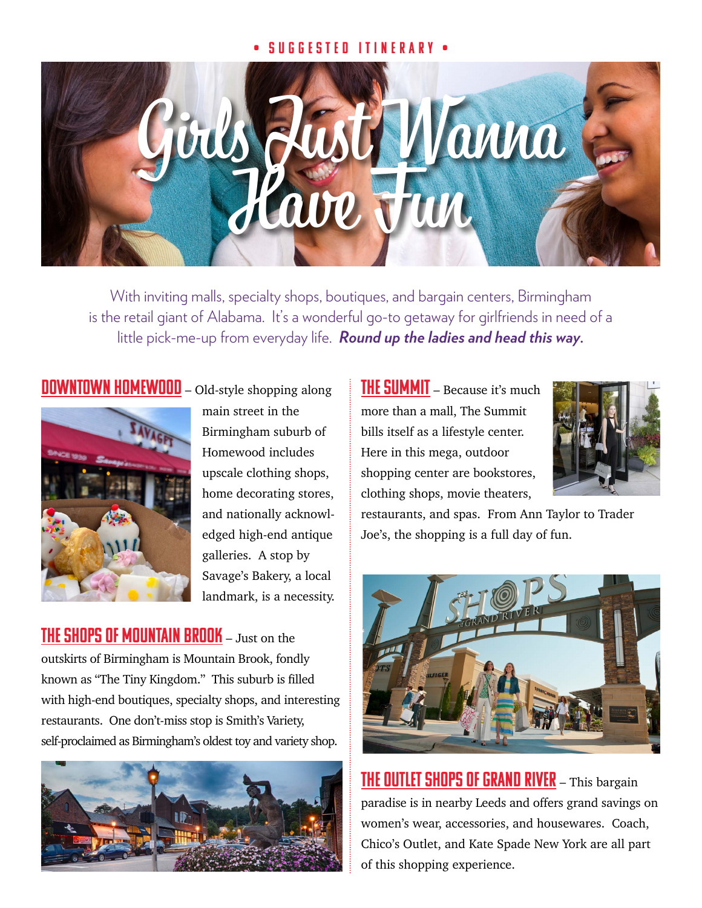• SUGGESTED ITINERARY •

# Girls Just Wanna Have Fun

With inviting malls, specialty shops, boutiques, and bargain centers, Birmingham is the retail giant of Alabama. It's a wonderful go-to getaway for girlfriends in need of a little pick-me-up from everyday life. ***Round up the ladies and head this way.***

**DOWNTOWN HOMEWOOD** – Old-style shopping along main street in the Birmingham suburb of Homewood includes upscale clothing shops, home decorating stores, and nationally acknowledged high-end antique galleries. A stop by Savage's Bakery, a local landmark, is a necessity.

**THE SHOPS OF MOUNTAIN BROOK** – Just on the outskirts of Birmingham is Mountain Brook, fondly known as "The Tiny Kingdom." This suburb is filled with high-end boutiques, specialty shops, and interesting restaurants. One don't-miss stop is Smith's Variety, self-proclaimed as Birmingham's oldest toy and variety shop.

**THE SUMMIT** – Because it's much more than a mall, The Summit bills itself as a lifestyle center. Here in this mega, outdoor shopping center are bookstores, clothing shops, movie theaters, restaurants, and spas. From Ann Taylor to Trader Joe's, the shopping is a full day of fun.

**THE OUTLET SHOPS OF GRAND RIVER** – This bargain paradise is in nearby Leeds and offers grand savings on women's wear, accessories, and housewares. Coach, Chico's Outlet, and Kate Spade New York are all part of this shopping experience.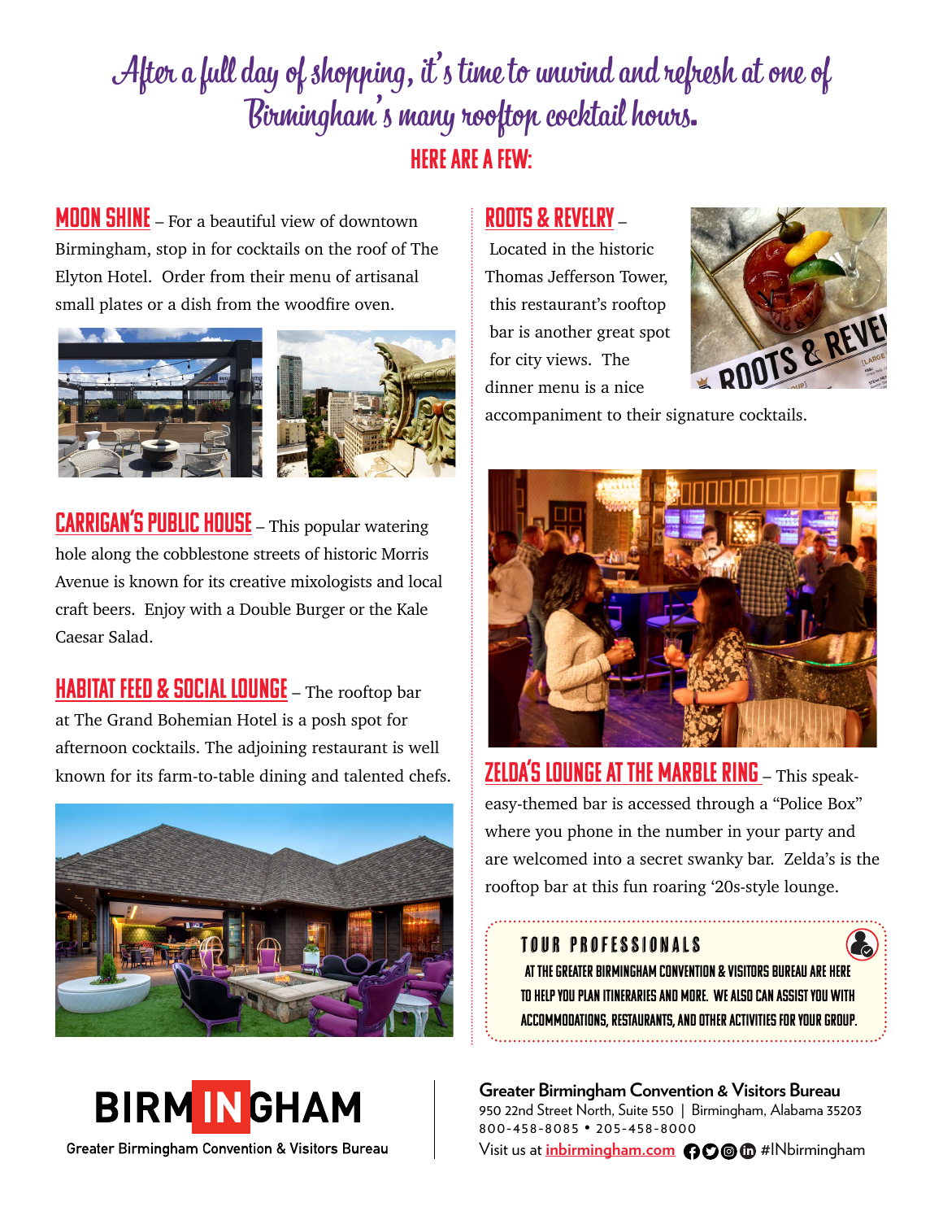# After a full day of shopping, it's time to unwind and refresh at one of Birmingham's many rooftop cocktail hours.

## HERE ARE A FEW:

**MOON SHINE** – For a beautiful view of downtown Birmingham, stop in for cocktails on the roof of The Elyton Hotel. Order from their menu of artisanal small plates or a dish from the woodfire oven.

**CARRIGAN'S PUBLIC HOUSE** – This popular watering hole along the cobblestone streets of historic Morris Avenue is known for its creative mixologists and local craft beers. Enjoy with a Double Burger or the Kale Caesar Salad.

**HABITAT FEED & SOCIAL LOUNGE** – The rooftop bar at The Grand Bohemian Hotel is a posh spot for afternoon cocktails. The adjoining restaurant is well known for its farm-to-table dining and talented chefs.

**ROOTS & REVELRY** – Located in the historic Thomas Jefferson Tower, this restaurant's rooftop bar is another great spot for city views. The dinner menu is a nice accompaniment to their signature cocktails.

**ZELDA'S LOUNGE AT THE MARBLE RING** – This speak-easy-themed bar is accessed through a "Police Box" where you phone in the number in your party and are welcomed into a secret swanky bar. Zelda's is the rooftop bar at this fun roaring '20s-style lounge.

### TOUR PROFESSIONALS

AT THE GREATER BIRMINGHAM CONVENTION & VISITORS BUREAU ARE HERE TO HELP YOU PLAN ITINERARIES AND MORE. WE ALSO CAN ASSIST YOU WITH ACCOMMODATIONS, RESTAURANTS, AND OTHER ACTIVITIES FOR YOUR GROUP.

BIRMINGHAM
Greater Birmingham Convention & Visitors Bureau

**Greater Birmingham Convention & Visitors Bureau**
950 22nd Street North, Suite 550 | Birmingham, Alabama 35203
800-458-8085 • 205-458-8000
Visit us at inbirmingham.com #INbirmingham